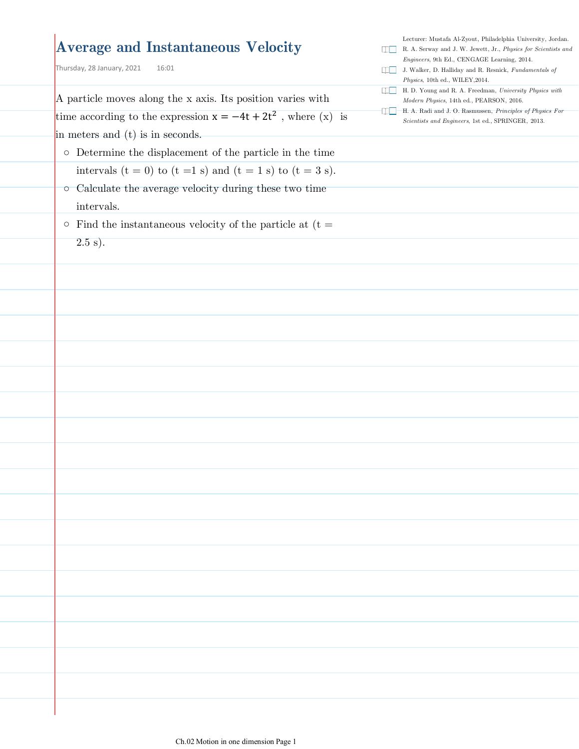# Average and Instantaneous Velocity

Thursday, 28 January, 2021 16:01

Lecturer: Mustafa Al-Zyout, Philadelphia University, Jordan.

- R. A. Serway and J. W. Jewett, Jr., *Physics for Scientists and Engineers*, 9th Ed., CENGAGE Learning, 2014.
- J. Walker, D. Halliday and R. Resnick, *Fundamentals of Physics*, 10th ed., WILEY,2014.
- H. D. Young and R. A. Freedman, *University Physics with Modern Physics*, 14th ed., PEARSON, 2016.
- H. A. Radi and J. O. Rasmussen, *Principles of Physics For Scientists and Engineers*, 1st ed., SPRINGER, 2013.

A particle moves along the x axis. Its position varies with time according to the expression $x = -4t + 2t^2$ , where (x) is in meters and (t) is in seconds.

- Determine the displacement of the particle in the time intervals (t = 0) to (t =1 s) and (t = 1 s) to (t = 3 s).
- Calculate the average velocity during these two time intervals.
- Find the instantaneous velocity of the particle at (t = 2.5 s).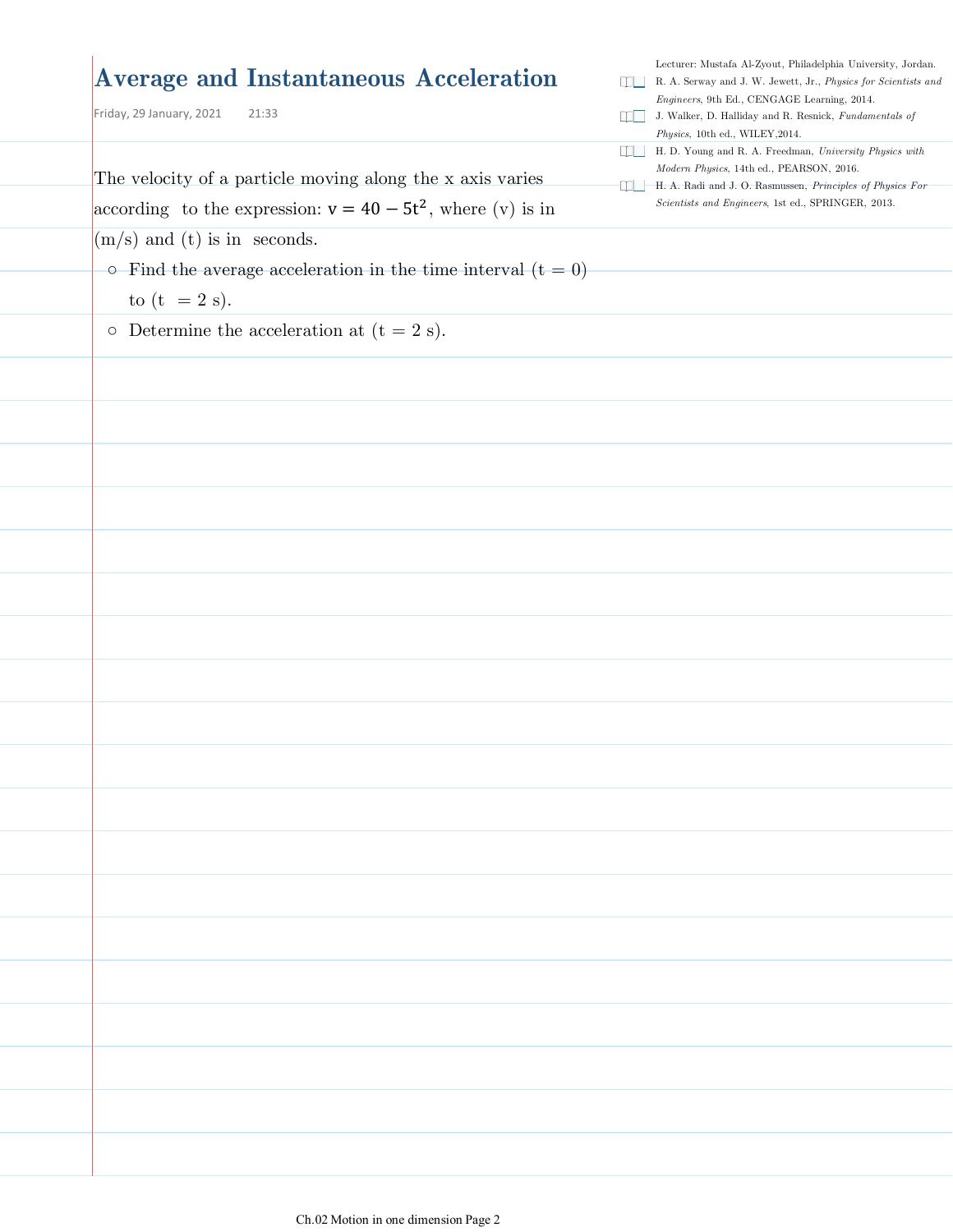# Average and Instantaneous Acceleration

Friday, 29 January, 2021 21:33

Lecturer: Mustafa Al-Zyout, Philadelphia University, Jordan.

- R. A. Serway and J. W. Jewett, Jr., *Physics for Scientists and Engineers*, 9th Ed., CENGAGE Learning, 2014.
- J. Walker, D. Halliday and R. Resnick, *Fundamentals of Physics*, 10th ed., WILEY,2014.
- H. D. Young and R. A. Freedman, *University Physics with Modern Physics*, 14th ed., PEARSON, 2016.
- H. A. Radi and J. O. Rasmussen, *Principles of Physics For Scientists and Engineers*, 1st ed., SPRINGER, 2013.

The velocity of a particle moving along the x axis varies according to the expression: $v = 40 - 5t^2$, where (v) is in (m/s) and (t) is in seconds.

- Find the average acceleration in the time interval ($t = 0$) to ($t = 2$ s).
- Determine the acceleration at ($t = 2$ s).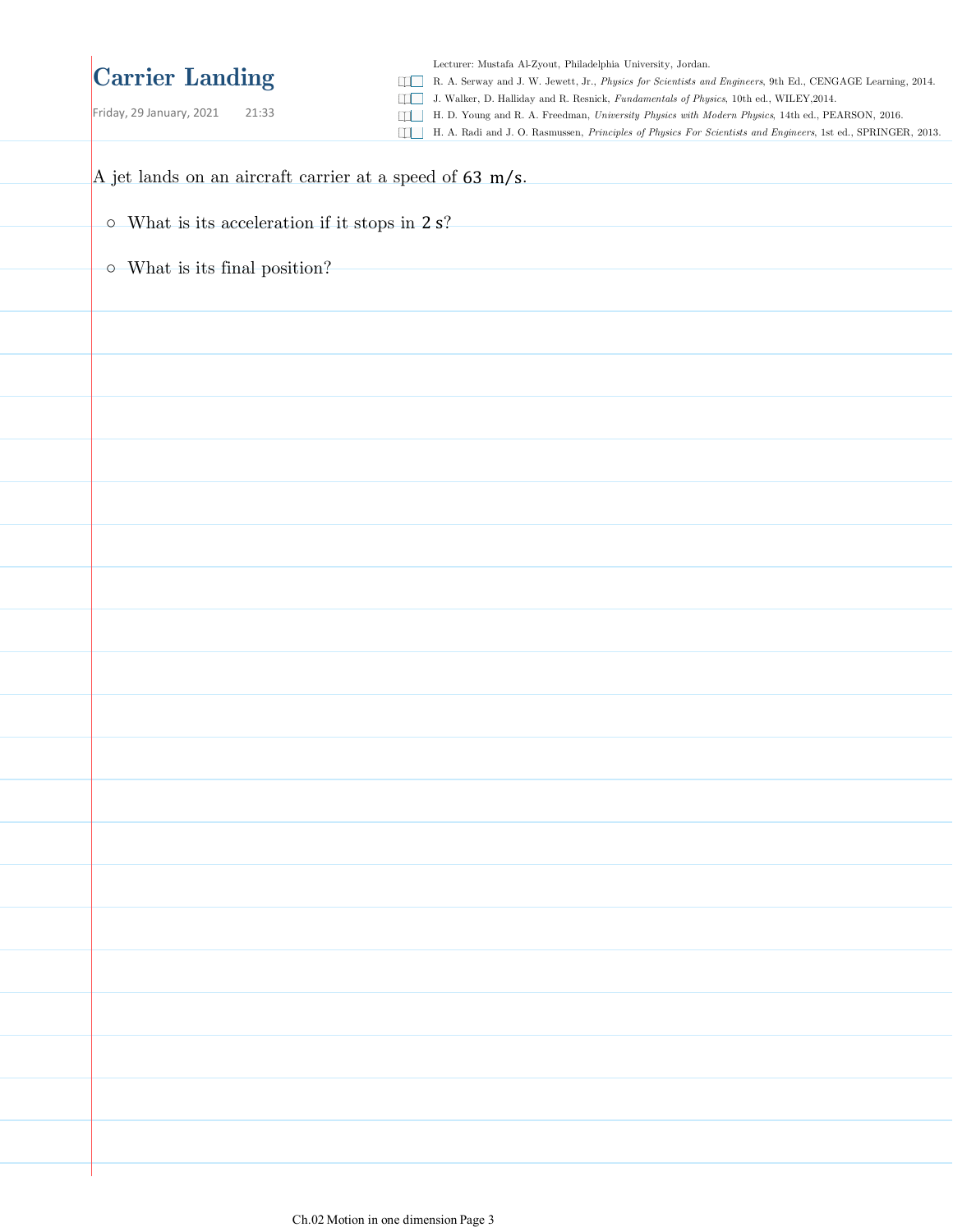# Carrier Landing

Friday, 29 January, 2021 21:33

Lecturer: Mustafa Al-Zyout, Philadelphia University, Jordan.

- R. A. Serway and J. W. Jewett, Jr., *Physics for Scientists and Engineers*, 9th Ed., CENGAGE Learning, 2014.
- J. Walker, D. Halliday and R. Resnick, *Fundamentals of Physics*, 10th ed., WILEY,2014.
- H. D. Young and R. A. Freedman, *University Physics with Modern Physics*, 14th ed., PEARSON, 2016.
- H. A. Radi and J. O. Rasmussen, *Principles of Physics For Scientists and Engineers*, 1st ed., SPRINGER, 2013.

A jet lands on an aircraft carrier at a speed of 63 m/s.

- What is its acceleration if it stops in 2 s?
- What is its final position?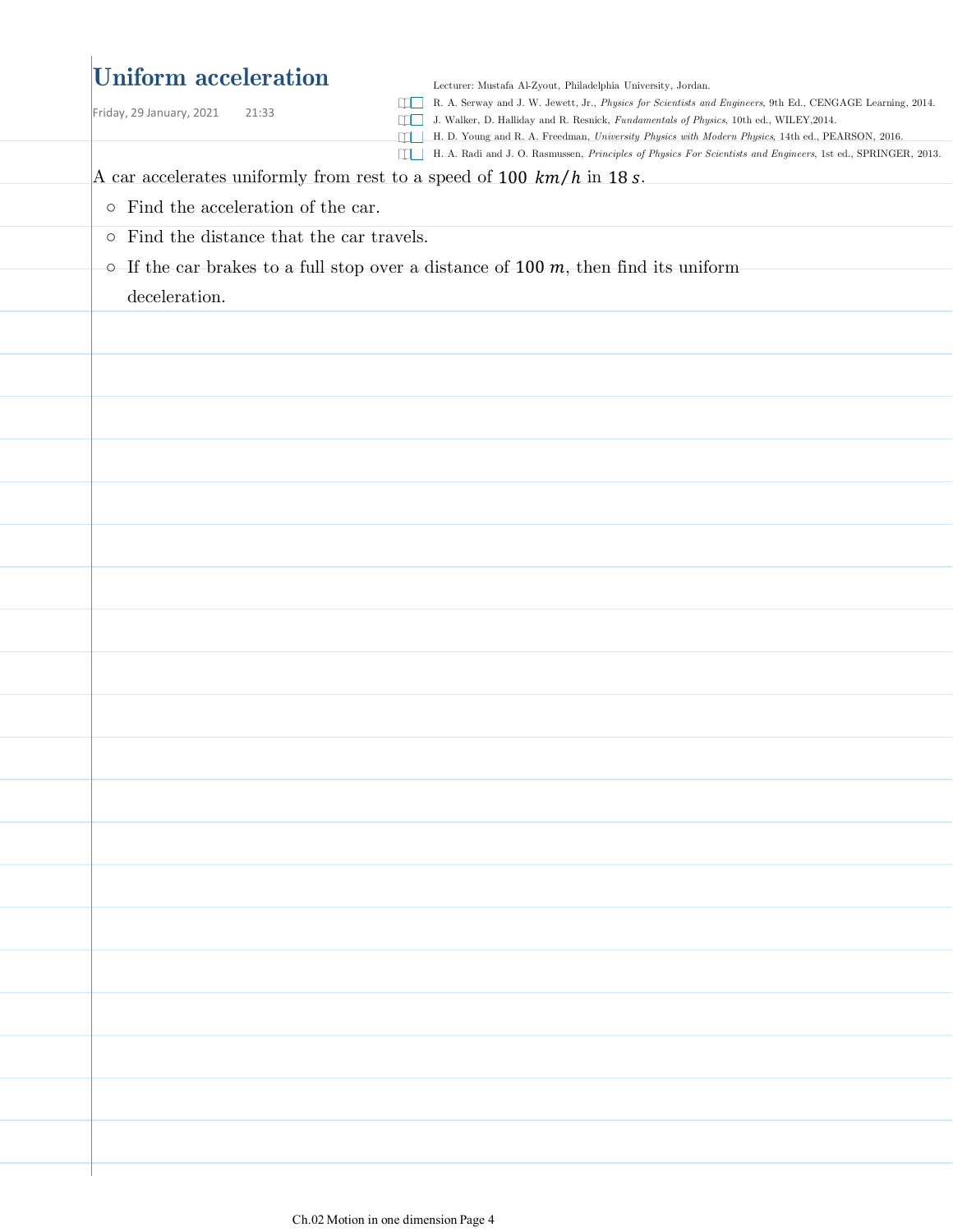# Uniform acceleration

Friday, 29 January, 2021 21:33

Lecturer: Mustafa Al-Zyout, Philadelphia University, Jordan.

- R. A. Serway and J. W. Jewett, Jr., *Physics for Scientists and Engineers*, 9th Ed., CENGAGE Learning, 2014.
- J. Walker, D. Halliday and R. Resnick, *Fundamentals of Physics*, 10th ed., WILEY,2014.
- H. D. Young and R. A. Freedman, *University Physics with Modern Physics*, 14th ed., PEARSON, 2016.
- H. A. Radi and J. O. Rasmussen, *Principles of Physics For Scientists and Engineers*, 1st ed., SPRINGER, 2013.

A car accelerates uniformly from rest to a speed of $100\ km/h$ in $18\ s$.

- Find the acceleration of the car.
- Find the distance that the car travels.
- If the car brakes to a full stop over a distance of $100\ m$, then find its uniform deceleration.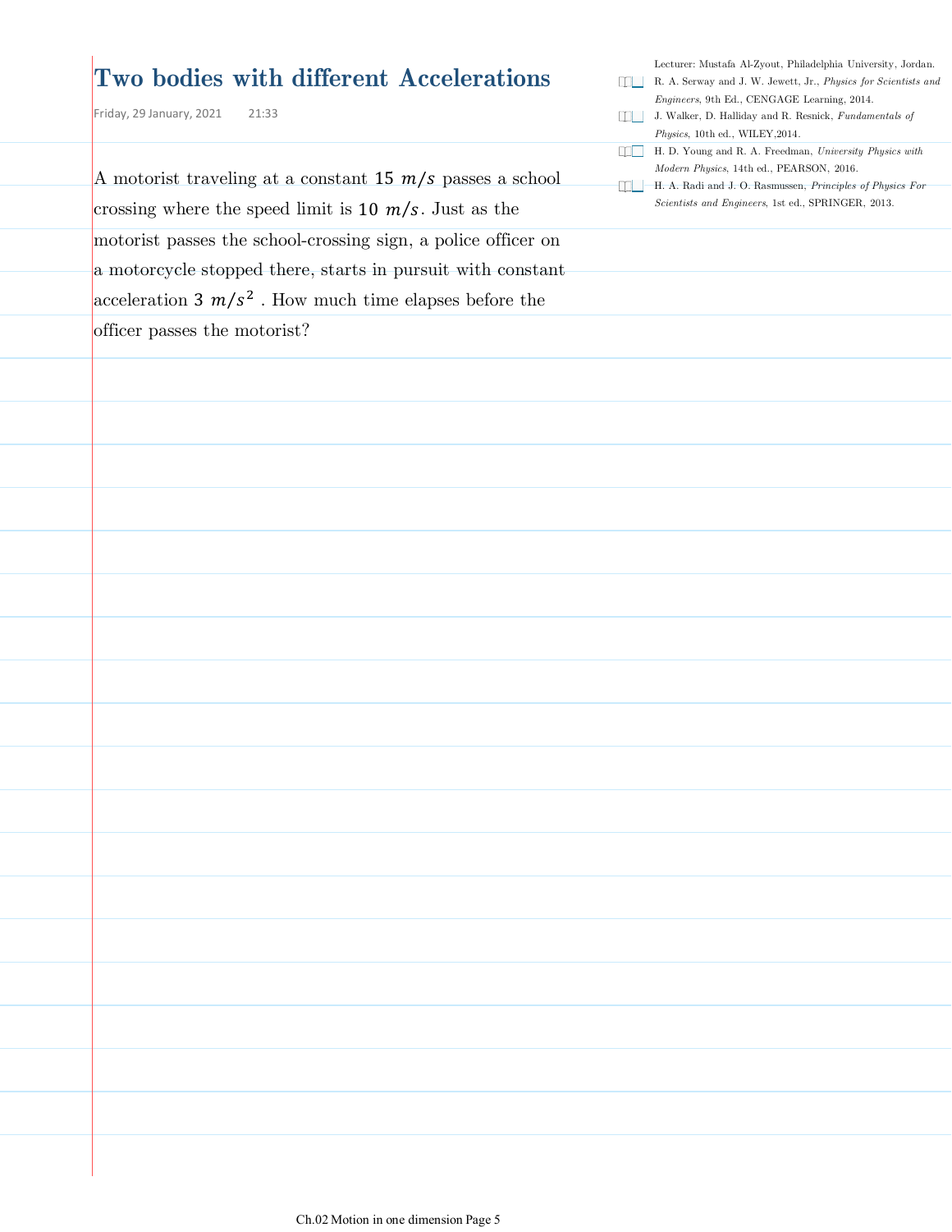# Two bodies with different Accelerations

Friday, 29 January, 2021 21:33

Lecturer: Mustafa Al-Zyout, Philadelphia University, Jordan.

- R. A. Serway and J. W. Jewett, Jr., *Physics for Scientists and Engineers*, 9th Ed., CENGAGE Learning, 2014.
- J. Walker, D. Halliday and R. Resnick, *Fundamentals of Physics*, 10th ed., WILEY,2014.
- H. D. Young and R. A. Freedman, *University Physics with Modern Physics*, 14th ed., PEARSON, 2016.
- H. A. Radi and J. O. Rasmussen, *Principles of Physics For Scientists and Engineers*, 1st ed., SPRINGER, 2013.

A motorist traveling at a constant $15\ m/s$ passes a school crossing where the speed limit is $10\ m/s$. Just as the motorist passes the school-crossing sign, a police officer on a motorcycle stopped there, starts in pursuit with constant acceleration $3\ m/s^2$ . How much time elapses before the officer passes the motorist?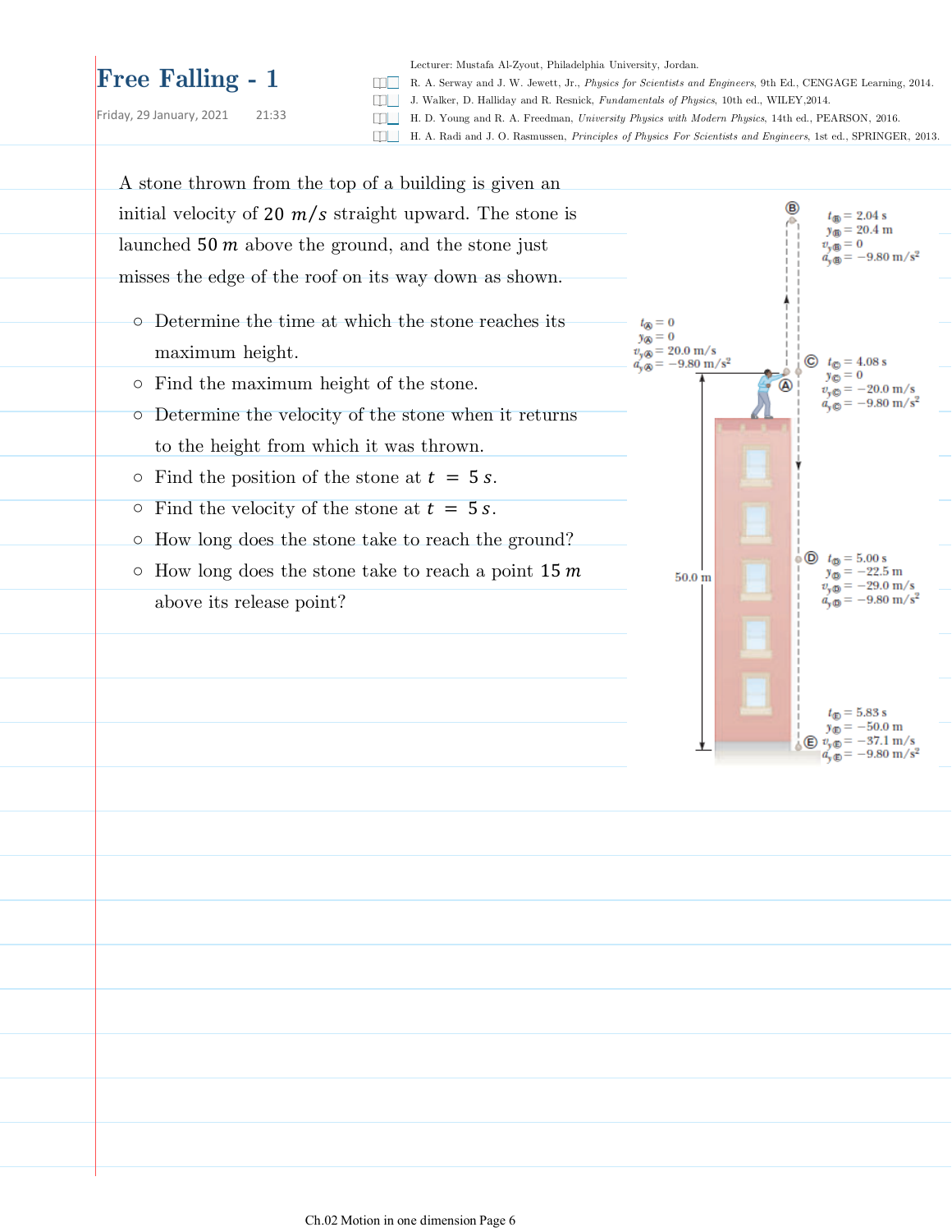# Free Falling - 1

Friday, 29 January, 2021 21:33

Lecturer: Mustafa Al-Zyout, Philadelphia University, Jordan.

- R. A. Serway and J. W. Jewett, Jr., *Physics for Scientists and Engineers*, 9th Ed., CENGAGE Learning, 2014.
- J. Walker, D. Halliday and R. Resnick, *Fundamentals of Physics*, 10th ed., WILEY,2014.
- H. D. Young and R. A. Freedman, *University Physics with Modern Physics*, 14th ed., PEARSON, 2016.
- H. A. Radi and J. O. Rasmussen, *Principles of Physics For Scientists and Engineers*, 1st ed., SPRINGER, 2013.

A stone thrown from the top of a building is given an initial velocity of $20\ m/s$ straight upward. The stone is launched $50\ m$ above the ground, and the stone just misses the edge of the roof on its way down as shown.

- Determine the time at which the stone reaches its maximum height.
- Find the maximum height of the stone.
- Determine the velocity of the stone when it returns to the height from which it was thrown.
- Find the position of the stone at $t = 5\ s$.
- Find the velocity of the stone at $t = 5\ s$.
- How long does the stone take to reach the ground?
- How long does the stone take to reach a point $15\ m$ above its release point?

Ⓐ $t_Ⓐ = 0$, $y_Ⓐ = 0$, $v_{yⒶ} = 20.0$ m/s, $a_{yⒶ} = -9.80$ m/s$^2$

Ⓑ $t_Ⓑ = 2.04$ s, $y_Ⓑ = 20.4$ m, $v_{yⒷ} = 0$, $a_{yⒷ} = -9.80$ m/s$^2$

Ⓒ $t_Ⓒ = 4.08$ s, $y_Ⓒ = 0$, $v_{yⒸ} = -20.0$ m/s, $a_{yⒸ} = -9.80$ m/s$^2$

Ⓓ $t_Ⓓ = 5.00$ s, $y_Ⓓ = -22.5$ m, $v_{yⒹ} = -29.0$ m/s, $a_{yⒹ} = -9.80$ m/s$^2$

Ⓔ $t_Ⓔ = 5.83$ s, $y_Ⓔ = -50.0$ m, $v_{yⒺ} = -37.1$ m/s, $a_{yⒺ} = -9.80$ m/s$^2$

50.0 m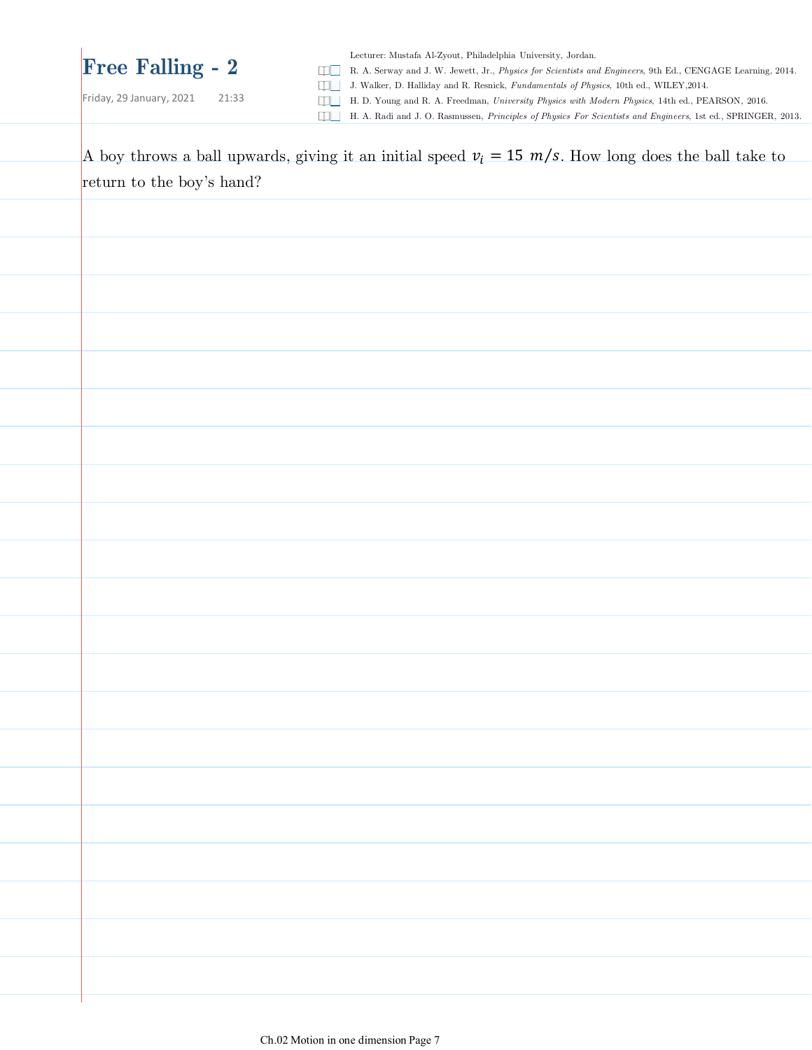# Free Falling - 2

Friday, 29 January, 2021 21:33

Lecturer: Mustafa Al-Zyout, Philadelphia University, Jordan.

- R. A. Serway and J. W. Jewett, Jr., *Physics for Scientists and Engineers*, 9th Ed., CENGAGE Learning, 2014.
- J. Walker, D. Halliday and R. Resnick, *Fundamentals of Physics*, 10th ed., WILEY,2014.
- H. D. Young and R. A. Freedman, *University Physics with Modern Physics*, 14th ed., PEARSON, 2016.
- H. A. Radi and J. O. Rasmussen, *Principles of Physics For Scientists and Engineers*, 1st ed., SPRINGER, 2013.

A boy throws a ball upwards, giving it an initial speed $v_i = 15\ m/s$. How long does the ball take to return to the boy's hand?